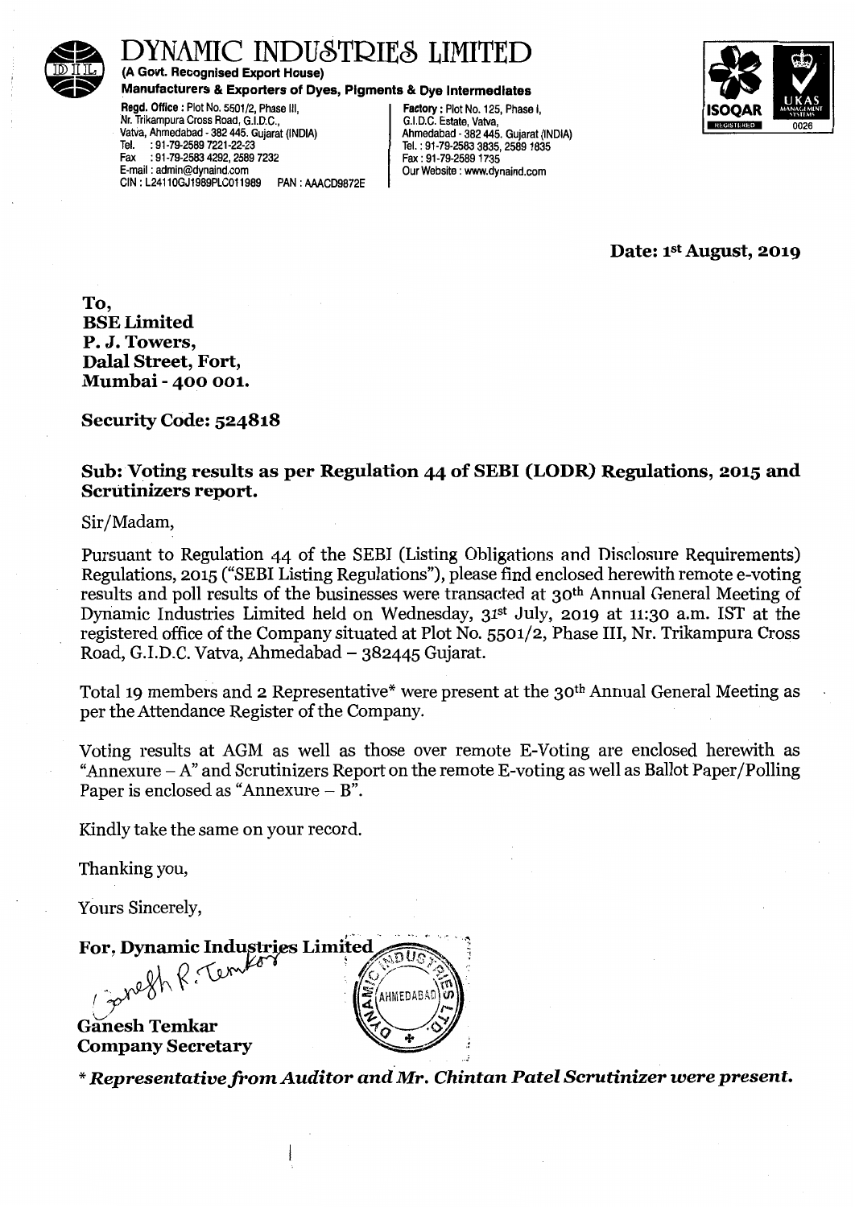# DYNAMIC INDUSTRIES LIMITED

**(A Govt. Recognised Export House)**

**Manufacturers & Exporters of Dyes, Pigments & Dye Intermediates**

**Regd. Office :** Plot No. 5501/2, Phase III, Nr. Trikampura Cross Road, G.I.D.C., Vatva, Ahmedabad - 382 445. Gujarat (INDIA)
Tel. : 91-79-2589 7221-22-23
Fax : 91-79-2583 4292, 2589 7232
E-mail : admin@dynaind.com
CIN : L24110GJ1989PLC011989 PAN : AAACD9872E

**Factory :** Plot No. 125, Phase I, G.I.D.C. Estate, Vatva, Ahmedabad - 382 445. Gujarat (INDIA)
Tel. : 91-79-2583 3835, 2589 1835
Fax : 91-79-2589 1735
Our Website : www.dynaind.com

**Date: 1st August, 2019**

**To,**
**BSE Limited**
**P. J. Towers,**
**Dalal Street, Fort,**
**Mumbai - 400 001.**

**Security Code: 524818**

**Sub: Voting results as per Regulation 44 of SEBI (LODR) Regulations, 2015 and Scrutinizers report.**

Sir/Madam,

Pursuant to Regulation 44 of the SEBI (Listing Obligations and Disclosure Requirements) Regulations, 2015 ("SEBI Listing Regulations"), please find enclosed herewith remote e-voting results and poll results of the businesses were transacted at 30th Annual General Meeting of Dynamic Industries Limited held on Wednesday, 31st July, 2019 at 11:30 a.m. IST at the registered office of the Company situated at Plot No. 5501/2, Phase III, Nr. Trikampura Cross Road, G.I.D.C. Vatva, Ahmedabad – 382445 Gujarat.

Total 19 members and 2 Representative* were present at the 30th Annual General Meeting as per the Attendance Register of the Company.

Voting results at AGM as well as those over remote E-Voting are enclosed herewith as "Annexure – A" and Scrutinizers Report on the remote E-voting as well as Ballot Paper/Polling Paper is enclosed as "Annexure – B".

Kindly take the same on your record.

Thanking you,

Yours Sincerely,

**For, Dynamic Industries Limited**

**Ganesh Temkar**
**Company Secretary**

*** *Representative from Auditor and Mr. Chintan Patel Scrutinizer were present.***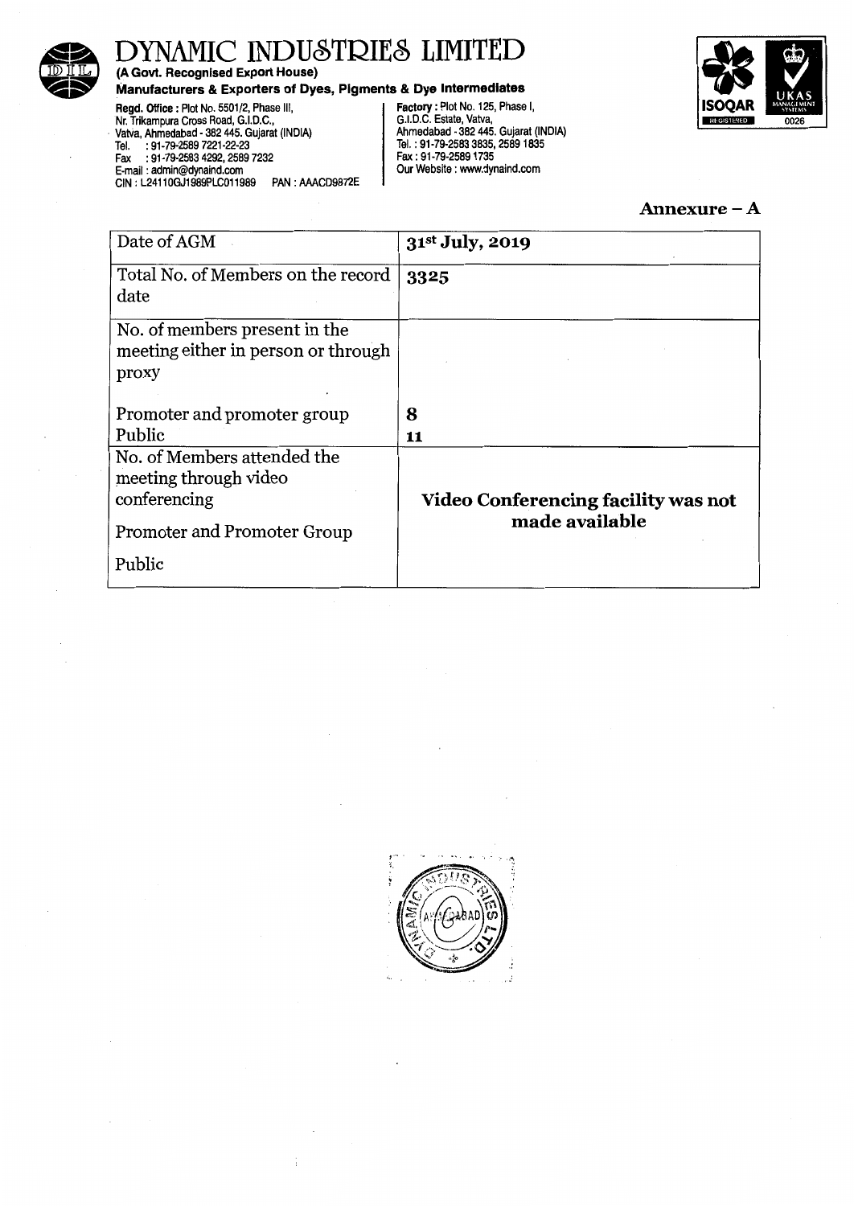# DYNAMIC INDUSTRIES LIMITED

**(A Govt. Recognised Export House)**

**Manufacturers & Exporters of Dyes, Pigments & Dye Intermediates**

**Regd. Office :** Plot No. 5501/2, Phase III, Nr. Trikampura Cross Road, G.I.D.C., Vatva, Ahmedabad - 382 445. Gujarat (INDIA)
Tel. : 91-79-2589 7221-22-23
Fax : 91-79-2583 4292, 2589 7232
E-mail : admin@dynaind.com
CIN : L24110GJ1989PLC011989 PAN : AAACD9872E

**Factory :** Plot No. 125, Phase I, G.I.D.C. Estate, Vatva, Ahmedabad - 382 445. Gujarat (INDIA)
Tel. : 91-79-2583 3835, 2589 1835
Fax : 91-79-2589 1735
Our Website : www.dynaind.com

**Annexure – A**

| Date of AGM | **31st July, 2019** |
|---|---|
| Total No. of Members on the record date | **3325** |
| No. of members present in the meeting either in person or through proxy | |
| Promoter and promoter group | **8** |
| Public | **11** |
| No. of Members attended the meeting through video conferencing<br>Promoter and Promoter Group<br>Public | **Video Conferencing facility was not made available** |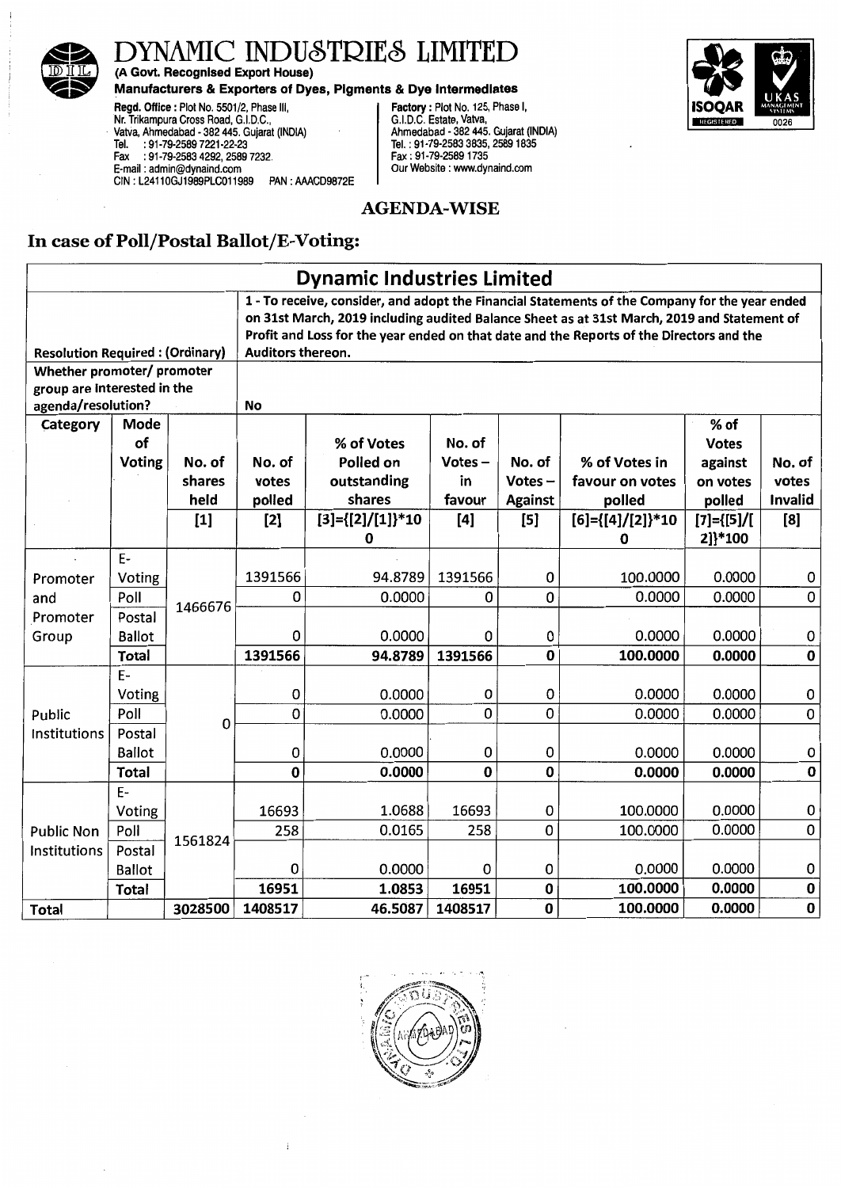# DYNAMIC INDUSTRIES LIMITED

**(A Govt. Recognised Export House)**

**Manufacturers & Exporters of Dyes, Pigments & Dye Intermediates**

**Regd. Office :** Plot No. 5501/2, Phase III, Nr. Trikampura Cross Road, G.I.D.C., Vatva, Ahmedabad - 382 445. Gujarat (INDIA)
Tel. : 91-79-2589 7221-22-23
Fax : 91-79-2583 4292, 2589 7232.
E-mail : admin@dynaind.com
CIN : L24110GJ1989PLC011989 PAN : AAACD9872E

**Factory :** Plot No. 125, Phase I, G.I.D.C. Estate, Vatva, Ahmedabad - 382 445. Gujarat (INDIA)
Tel. : 91-79-2583 3835, 2589 1835
Fax : 91-79-2589 1735
Our Website : www.dynaind.com

## AGENDA-WISE

## In case of Poll/Postal Ballot/E-Voting:

| **Dynamic Industries Limited** | | | | | | | | | |
|---|---|---|---|---|---|---|---|---|---|
| **Resolution Required : (Ordinary)** | | | **1 - To receive, consider, and adopt the Financial Statements of the Company for the year ended on 31st March, 2019 including audited Balance Sheet as at 31st March, 2019 and Statement of Profit and Loss for the year ended on that date and the Reports of the Directors and the Auditors thereon.** | | | | | | |
| **Whether promoter/ promoter group are interested in the agenda/resolution?** | | | **No** | | | | | | |
| **Category** | **Mode of Voting** | **No. of shares held** | **No. of votes polled** | **% of Votes Polled on outstanding shares** | **No. of Votes – in favour** | **No. of Votes – Against** | **% of Votes in favour on votes polled** | **% of Votes against on votes polled** | **No. of votes Invalid** |
| | | **[1]** | **[2]** | **[3]={[2]/[1]}*100** | **[4]** | **[5]** | **[6]={[4]/[2]}*100** | **[7]={[5]/[2]}*100** | **[8]** |
| Promoter and Promoter Group | E-Voting | 1466676 | 1391566 | 94.8789 | 1391566 | 0 | 100.0000 | 0.0000 | 0 |
| | Poll | | 0 | 0.0000 | 0 | 0 | 0.0000 | 0.0000 | 0 |
| | Postal Ballot | | 0 | 0.0000 | 0 | 0 | 0.0000 | 0.0000 | 0 |
| | **Total** | | **1391566** | **94.8789** | **1391566** | **0** | **100.0000** | **0.0000** | **0** |
| Public Institutions | E-Voting | 0 | 0 | 0.0000 | 0 | 0 | 0.0000 | 0.0000 | 0 |
| | Poll | | 0 | 0.0000 | 0 | 0 | 0.0000 | 0.0000 | 0 |
| | Postal Ballot | | 0 | 0.0000 | 0 | 0 | 0.0000 | 0.0000 | 0 |
| | **Total** | | **0** | **0.0000** | **0** | **0** | **0.0000** | **0.0000** | **0** |
| Public Non Institutions | E-Voting | 1561824 | 16693 | 1.0688 | 16693 | 0 | 100.0000 | 0.0000 | 0 |
| | Poll | | 258 | 0.0165 | 258 | 0 | 100.0000 | 0.0000 | 0 |
| | Postal Ballot | | 0 | 0.0000 | 0 | 0 | 0.0000 | 0.0000 | 0 |
| | **Total** | | **16951** | **1.0853** | **16951** | **0** | **100.0000** | **0.0000** | **0** |
| **Total** | | **3028500** | **1408517** | **46.5087** | **1408517** | **0** | **100.0000** | **0.0000** | **0** |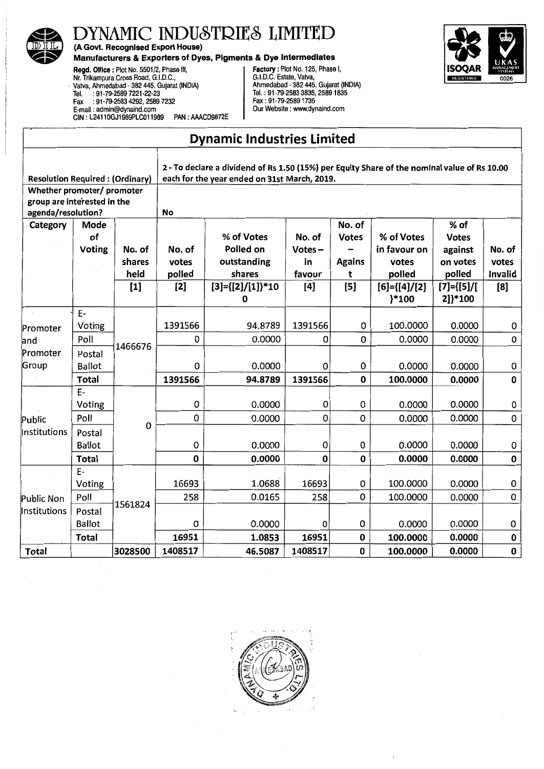# DYNAMIC INDUSTRIES LIMITED

**(A Govt. Recognised Export House)**

**Manufacturers & Exporters of Dyes, Pigments & Dye Intermediates**

**Regd. Office :** Plot No. 5501/2, Phase III, Nr. Trikampura Cross Road, G.I.D.C., Vatva, Ahmedabad - 382 445. Gujarat (INDIA)
Tel. : 91-79-2589 7221-22-23
Fax : 91-79-2583 4292, 2589 7232
E-mail : admin@dynaind.com
CIN : L24110GJ1989PLC011989 PAN : AAACD9872E

**Factory :** Plot No. 125, Phase I, G.I.D.C. Estate, Vatva, Ahmedabad - 382 445. Gujarat (INDIA)
Tel. : 91-79-2583 3835, 2589 1835
Fax : 91-79-2589 1735
Our Website : www.dynaind.com

## Dynamic Industries Limited

| Resolution Required : (Ordinary) | | | 2 - To declare a dividend of Rs 1.50 (15%) per Equity Share of the nominal value of Rs 10.00 each for the year ended on 31st March, 2019. | | | | | | |
|---|---|---|---|---|---|---|---|---|---|
| Whether promoter/ promoter group are interested in the agenda/resolution? | | | No | | | | | | |
| Category | Mode of Voting | No. of shares held | No. of votes polled | % of Votes Polled on outstanding shares | No. of Votes – in favour | No. of Votes – Against | % of Votes in favour on votes polled | % of Votes against on votes polled | No. of votes Invalid |
| | | [1] | [2] | [3]={[2]/[1]}*100 | [4] | [5] | [6]={[4]/[2]}*100 | [7]={[5]/[2]}*100 | [8] |
| Promoter and Promoter Group | E-Voting | 1466676 | 1391566 | 94.8789 | 1391566 | 0 | 100.0000 | 0.0000 | 0 |
| | Poll | | 0 | 0.0000 | 0 | 0 | 0.0000 | 0.0000 | 0 |
| | Postal Ballot | | 0 | 0.0000 | 0 | 0 | 0.0000 | 0.0000 | 0 |
| | **Total** | | **1391566** | **94.8789** | **1391566** | **0** | **100.0000** | **0.0000** | **0** |
| Public Institutions | E-Voting | 0 | 0 | 0.0000 | 0 | 0 | 0.0000 | 0.0000 | 0 |
| | Poll | | 0 | 0.0000 | 0 | 0 | 0.0000 | 0.0000 | 0 |
| | Postal Ballot | | 0 | 0.0000 | 0 | 0 | 0.0000 | 0.0000 | 0 |
| | **Total** | | **0** | **0.0000** | **0** | **0** | **0.0000** | **0.0000** | **0** |
| Public Non Institutions | E-Voting | 1561824 | 16693 | 1.0688 | 16693 | 0 | 100.0000 | 0.0000 | 0 |
| | Poll | | 258 | 0.0165 | 258 | 0 | 100.0000 | 0.0000 | 0 |
| | Postal Ballot | | 0 | 0.0000 | 0 | 0 | 0.0000 | 0.0000 | 0 |
| | **Total** | | **16951** | **1.0853** | **16951** | **0** | **100.0000** | **0.0000** | **0** |
| **Total** | | **3028500** | **1408517** | **46.5087** | **1408517** | **0** | **100.0000** | **0.0000** | **0** |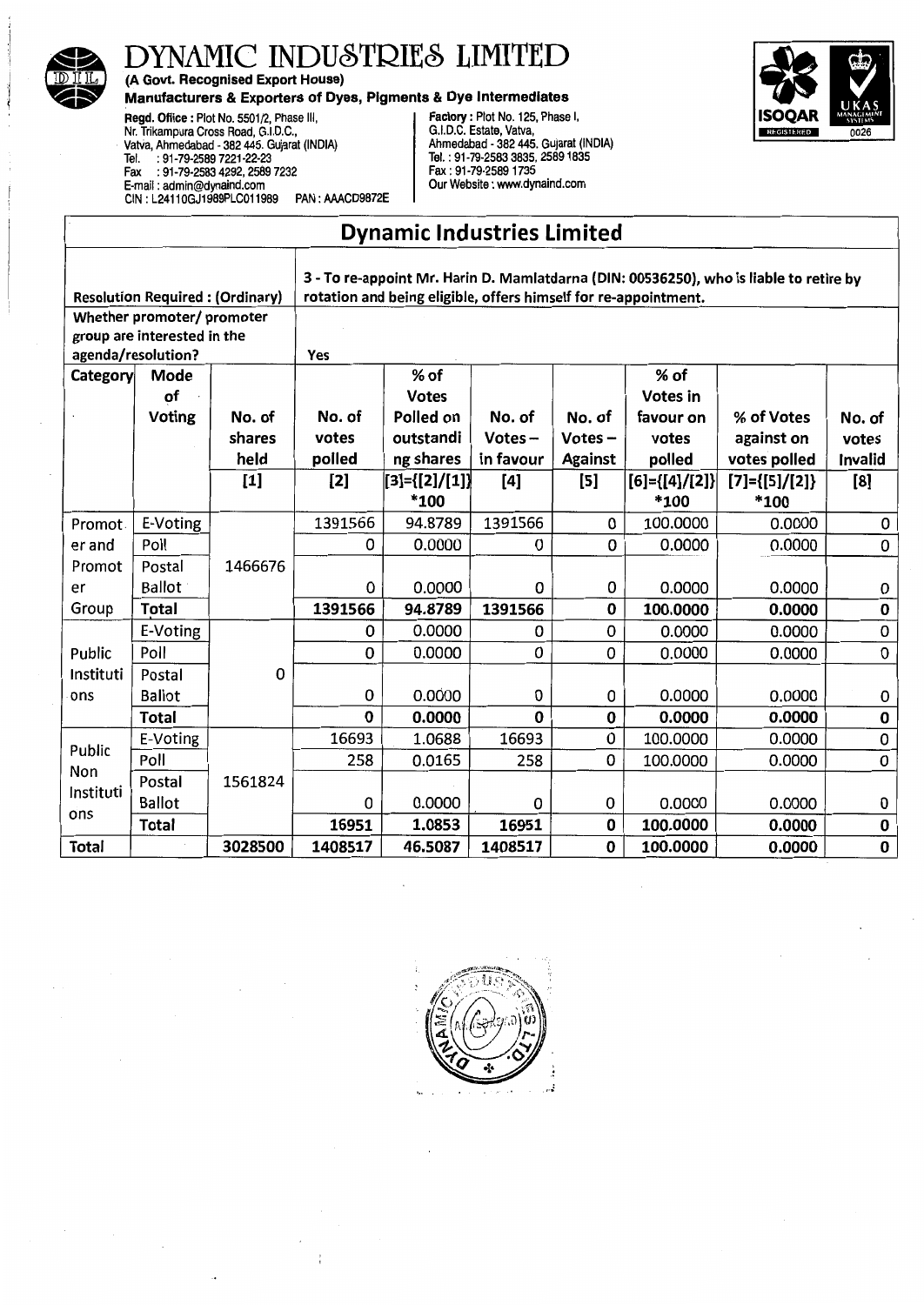# DYNAMIC INDUSTRIES LIMITED

**(A Govt. Recognised Export House)**

**Manufacturers & Exporters of Dyes, Pigments & Dye Intermediates**

**Regd. Office :** Plot No. 5501/2, Phase III, Nr. Trikampura Cross Road, G.I.D.C., Vatva, Ahmedabad - 382 445. Gujarat (INDIA)
Tel. : 91-79-2589 7221-22-23
Fax : 91-79-2583 4292, 2589 7232
E-mail : admin@dynaind.com
CIN : L24110GJ1989PLC011989 PAN : AAACD9872E

**Factory :** Plot No. 125, Phase I, G.I.D.C. Estate, Vatva, Ahmedabad - 382 445. Gujarat (INDIA)
Tel. : 91-79-2583 3835, 2589 1835
Fax : 91-79-2589 1735
Our Website : www.dynaind.com

## Dynamic Industries Limited

| Resolution Required : (Ordinary) | | | 3 - To re-appoint Mr. Harin D. Mamlatdarna (DIN: 00536250), who is liable to retire by rotation and being eligible, offers himself for re-appointment. | | | | | | |
|---|---|---|---|---|---|---|---|---|---|
| Whether promoter/ promoter group are interested in the agenda/resolution? | | | Yes | | | | | | |
| Category | Mode of Voting | No. of shares held | No. of votes polled | % of Votes Polled on outstanding shares | No. of Votes – in favour | No. of Votes – Against | % of Votes in favour on votes polled | % of Votes against on votes polled | No. of votes Invalid |
| | | [1] | [2] | [3]={[2]/[1]}*100 | [4] | [5] | [6]={[4]/[2]}*100 | [7]={[5]/[2]}*100 | [8] |
| Promoter and Promoter Group | E-Voting | 1466676 | 1391566 | 94.8789 | 1391566 | 0 | 100.0000 | 0.0000 | 0 |
| | Poll | | 0 | 0.0000 | 0 | 0 | 0.0000 | 0.0000 | 0 |
| | Postal Ballot | | 0 | 0.0000 | 0 | 0 | 0.0000 | 0.0000 | 0 |
| | **Total** | | **1391566** | **94.8789** | **1391566** | **0** | **100.0000** | **0.0000** | **0** |
| Public Institutions | E-Voting | 0 | 0 | 0.0000 | 0 | 0 | 0.0000 | 0.0000 | 0 |
| | Poll | | 0 | 0.0000 | 0 | 0 | 0.0000 | 0.0000 | 0 |
| | Postal Ballot | | 0 | 0.0000 | 0 | 0 | 0.0000 | 0.0000 | 0 |
| | **Total** | | **0** | **0.0000** | **0** | **0** | **0.0000** | **0.0000** | **0** |
| Public Non Institutions | E-Voting | 1561824 | 16693 | 1.0688 | 16693 | 0 | 100.0000 | 0.0000 | 0 |
| | Poll | | 258 | 0.0165 | 258 | 0 | 100.0000 | 0.0000 | 0 |
| | Postal Ballot | | 0 | 0.0000 | 0 | 0 | 0.0000 | 0.0000 | 0 |
| | **Total** | | **16951** | **1.0853** | **16951** | **0** | **100.0000** | **0.0000** | **0** |
| **Total** | | **3028500** | **1408517** | **46.5087** | **1408517** | **0** | **100.0000** | **0.0000** | **0** |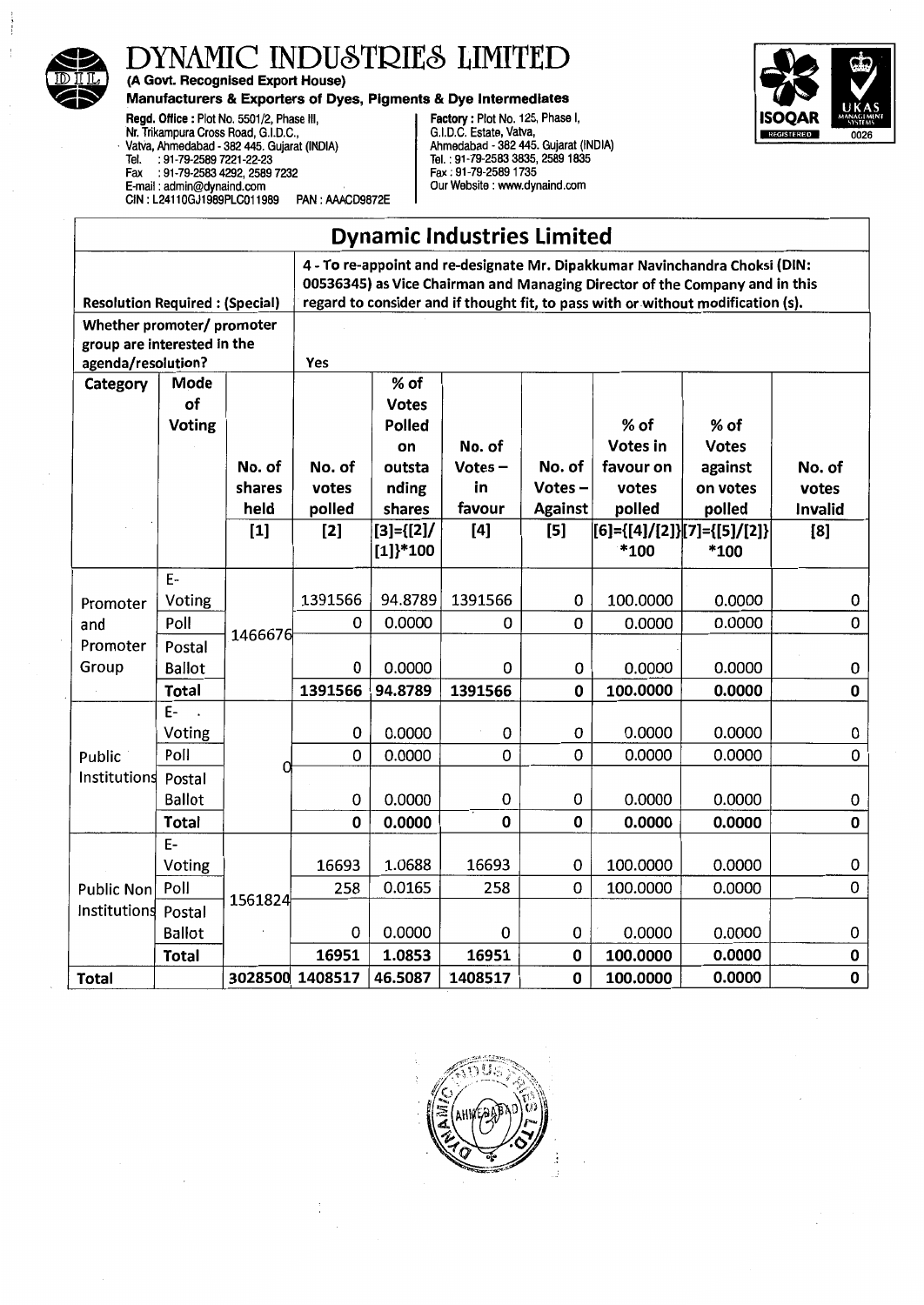# DYNAMIC INDUSTRIES LIMITED

**(A Govt. Recognised Export House)**

**Manufacturers & Exporters of Dyes, Pigments & Dye Intermediates**

**Regd. Office :** Plot No. 5501/2, Phase III, Nr. Trikampura Cross Road, G.I.D.C., Vatva, Ahmedabad - 382 445. Gujarat (INDIA)
Tel. : 91-79-2589 7221-22-23
Fax : 91-79-2583 4292, 2589 7232
E-mail : admin@dynaind.com
CIN : L24110GJ1989PLC011989 PAN : AAACD9872E

**Factory :** Plot No. 125, Phase I, G.I.D.C. Estate, Vatva, Ahmedabad - 382 445. Gujarat (INDIA)
Tel. : 91-79-2583 3835, 2589 1835
Fax : 91-79-2589 1735
Our Website : www.dynaind.com

## Dynamic Industries Limited

| **Resolution Required : (Special)** | | | **4 - To re-appoint and re-designate Mr. Dipakkumar Navinchandra Choksi (DIN: 00536345) as Vice Chairman and Managing Director of the Company and in this regard to consider and if thought fit, to pass with or without modification (s).** | | | | | | |
|---|---|---|---|---|---|---|---|---|---|
| **Whether promoter/ promoter group are interested in the agenda/resolution?** | | | **Yes** | | | | | | |
| **Category** | **Mode of Voting** | **No. of shares held** | **No. of votes polled** | **% of Votes Polled on outstanding shares** | **No. of Votes – in favour** | **No. of Votes – Against** | **% of Votes in favour on votes polled** | **% of Votes against on votes polled** | **No. of votes Invalid** |
| | | **[1]** | **[2]** | **[3]={[2]/[1]}*100** | **[4]** | **[5]** | **[6]={[4]/[2]}*100** | **[7]={[5]/[2]}*100** | **[8]** |
| Promoter and Promoter Group | E-Voting | 1466676 | 1391566 | 94.8789 | 1391566 | 0 | 100.0000 | 0.0000 | 0 |
| | Poll | | 0 | 0.0000 | 0 | 0 | 0.0000 | 0.0000 | 0 |
| | Postal Ballot | | 0 | 0.0000 | 0 | 0 | 0.0000 | 0.0000 | 0 |
| | **Total** | | **1391566** | **94.8789** | **1391566** | **0** | **100.0000** | **0.0000** | **0** |
| Public Institutions | E-Voting | 0 | 0 | 0.0000 | 0 | 0 | 0.0000 | 0.0000 | 0 |
| | Poll | | 0 | 0.0000 | 0 | 0 | 0.0000 | 0.0000 | 0 |
| | Postal Ballot | | 0 | 0.0000 | 0 | 0 | 0.0000 | 0.0000 | 0 |
| | **Total** | | **0** | **0.0000** | **0** | **0** | **0.0000** | **0.0000** | **0** |
| Public Non Institutions | E-Voting | 1561824 | 16693 | 1.0688 | 16693 | 0 | 100.0000 | 0.0000 | 0 |
| | Poll | | 258 | 0.0165 | 258 | 0 | 100.0000 | 0.0000 | 0 |
| | Postal Ballot | | 0 | 0.0000 | 0 | 0 | 0.0000 | 0.0000 | 0 |
| | **Total** | | **16951** | **1.0853** | **16951** | **0** | **100.0000** | **0.0000** | **0** |
| **Total** | | **3028500** | **1408517** | **46.5087** | **1408517** | **0** | **100.0000** | **0.0000** | **0** |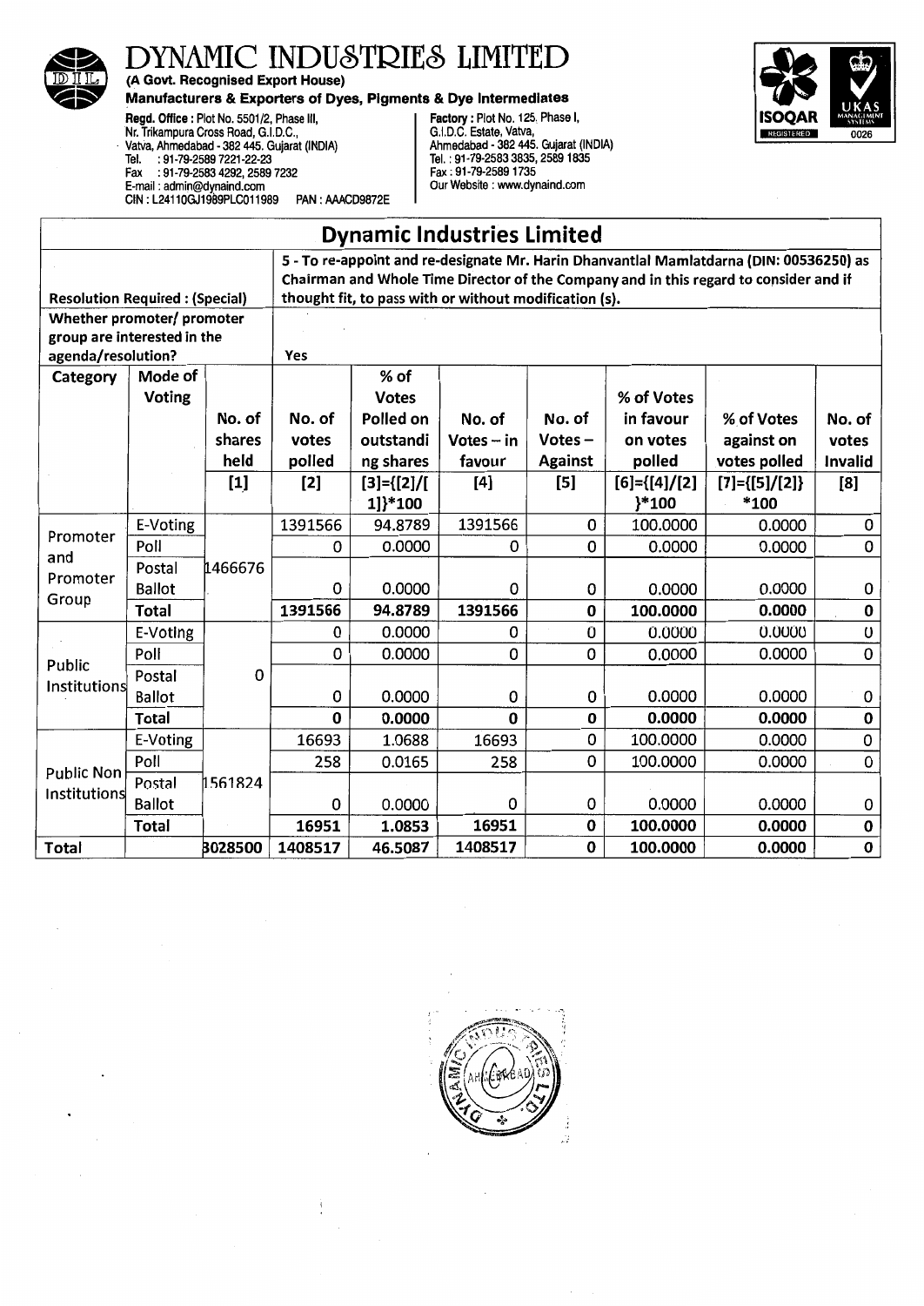# DYNAMIC INDUSTRIES LIMITED

**(A Govt. Recognised Export House)**

**Manufacturers & Exporters of Dyes, Pigments & Dye Intermediates**

**Regd. Office :** Plot No. 5501/2, Phase III, Nr. Trikampura Cross Road, G.I.D.C., Vatva, Ahmedabad - 382 445. Gujarat (INDIA)
Tel. : 91-79-2589 7221-22-23
Fax : 91-79-2583 4292, 2589 7232
E-mail : admin@dynaind.com
CIN : L24110GJ1989PLC011989 PAN : AAACD9872E

**Factory :** Plot No. 125, Phase I, G.I.D.C. Estate, Vatva, Ahmedabad - 382 445. Gujarat (INDIA)
Tel. : 91-79-2583 3835, 2589 1835
Fax : 91-79-2589 1735
Our Website : www.dynaind.com

## Dynamic Industries Limited

| Resolution Required : (Special) | | 5 - To re-appoint and re-designate Mr. Harin Dhanvantlal Mamlatdarna (DIN: 00536250) as Chairman and Whole Time Director of the Company and in this regard to consider and if thought fit, to pass with or without modification (s). | | | | | | | |
|---|---|---|---|---|---|---|---|---|---|
| Whether promoter/ promoter group are interested in the agenda/resolution? | | Yes | | | | | | | |
| Category | Mode of Voting | No. of shares held | No. of votes polled | % of Votes Polled on outstanding shares | No. of Votes – in favour | No. of Votes – Against | % of Votes in favour on votes polled | % of Votes against on votes polled | No. of votes Invalid |
| | | [1] | [2] | [3]={[2]/[1]}*100 | [4] | [5] | [6]={[4]/[2]}*100 | [7]={[5]/[2]}*100 | [8] |
| Promoter and Promoter Group | E-Voting | 1466676 | 1391566 | 94.8789 | 1391566 | 0 | 100.0000 | 0.0000 | 0 |
| | Poll | | 0 | 0.0000 | 0 | 0 | 0.0000 | 0.0000 | 0 |
| | Postal Ballot | | 0 | 0.0000 | 0 | 0 | 0.0000 | 0.0000 | 0 |
| | **Total** | | **1391566** | **94.8789** | **1391566** | **0** | **100.0000** | **0.0000** | **0** |
| Public Institutions | E-Voting | 0 | 0 | 0.0000 | 0 | 0 | 0.0000 | 0.0000 | 0 |
| | Poll | | 0 | 0.0000 | 0 | 0 | 0.0000 | 0.0000 | 0 |
| | Postal Ballot | | 0 | 0.0000 | 0 | 0 | 0.0000 | 0.0000 | 0 |
| | **Total** | | **0** | **0.0000** | **0** | **0** | **0.0000** | **0.0000** | **0** |
| Public Non Institutions | E-Voting | 1561824 | 16693 | 1.0688 | 16693 | 0 | 100.0000 | 0.0000 | 0 |
| | Poll | | 258 | 0.0165 | 258 | 0 | 100.0000 | 0.0000 | 0 |
| | Postal Ballot | | 0 | 0.0000 | 0 | 0 | 0.0000 | 0.0000 | 0 |
| | **Total** | | **16951** | **1.0853** | **16951** | **0** | **100.0000** | **0.0000** | **0** |
| **Total** | | 3028500 | **1408517** | **46.5087** | **1408517** | **0** | **100.0000** | **0.0000** | **0** |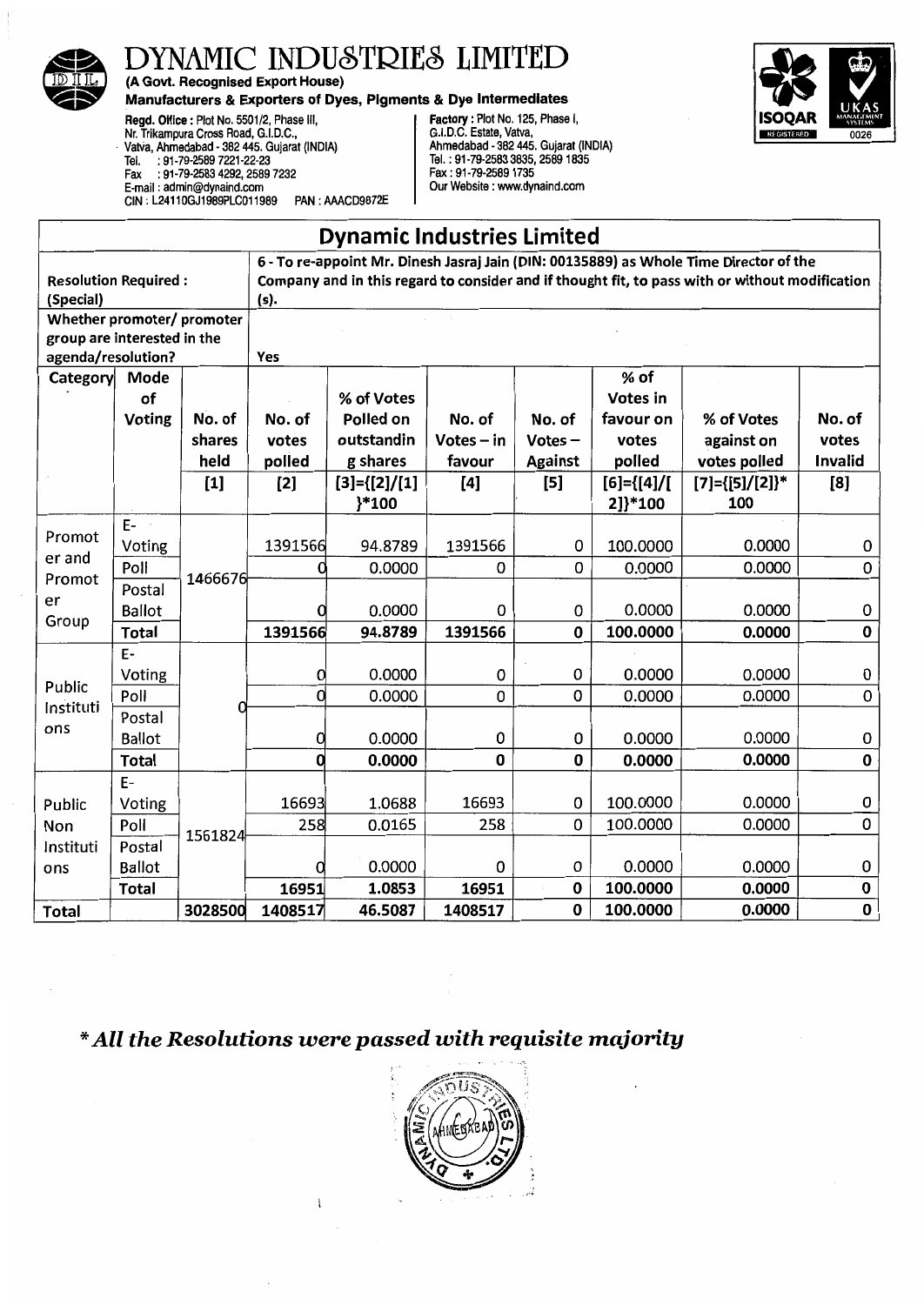# DYNAMIC INDUSTRIES LIMITED

**(A Govt. Recognised Export House)**

**Manufacturers & Exporters of Dyes, Pigments & Dye Intermediates**

**Regd. Office :** Plot No. 5501/2, Phase III, Nr. Trikampura Cross Road, G.I.D.C., Vatva, Ahmedabad - 382 445. Gujarat (INDIA)
Tel. : 91-79-2589 7221-22-23
Fax : 91-79-2583 4292, 2589 7232
E-mail : admin@dynaind.com
CIN : L24110GJ1989PLC011989 PAN : AAACD9872E

**Factory :** Plot No. 125, Phase I, G.I.D.C. Estate, Vatva, Ahmedabad - 382 445. Gujarat (INDIA)
Tel. : 91-79-2583 3835, 2589 1835
Fax : 91-79-2589 1735
Our Website : www.dynaind.com

## Dynamic Industries Limited

| Resolution Required : (Special) | | 6 - To re-appoint Mr. Dinesh Jasraj Jain (DIN: 00135889) as Whole Time Director of the Company and in this regard to consider and if thought fit, to pass with or without modification (s). | | | | | | | |
|---|---|---|---|---|---|---|---|---|---|
| Whether promoter/ promoter group are interested in the agenda/resolution? | | Yes | | | | | | | |
| Category | Mode of Voting | No. of shares held [1] | No. of votes polled [2] | % of Votes Polled on outstanding shares [3]={[2]/[1]}*100 | No. of Votes – in favour [4] | No. of Votes – Against [5] | % of Votes in favour on votes polled [6]={[4]/[2]}*100 | % of Votes against on votes polled [7]={[5]/[2]}*100 | No. of votes Invalid [8] |
| Promoter and Promoter Group | E-Voting | 1466676 | 1391566 | 94.8789 | 1391566 | 0 | 100.0000 | 0.0000 | 0 |
| | Poll | | 0 | 0.0000 | 0 | 0 | 0.0000 | 0.0000 | 0 |
| | Postal Ballot | | 0 | 0.0000 | 0 | 0 | 0.0000 | 0.0000 | 0 |
| | **Total** | | **1391566** | **94.8789** | **1391566** | **0** | **100.0000** | **0.0000** | **0** |
| Public Institutions | E-Voting | 0 | 0 | 0.0000 | 0 | 0 | 0.0000 | 0.0000 | 0 |
| | Poll | | 0 | 0.0000 | 0 | 0 | 0.0000 | 0.0000 | 0 |
| | Postal Ballot | | 0 | 0.0000 | 0 | 0 | 0.0000 | 0.0000 | 0 |
| | **Total** | | **0** | **0.0000** | **0** | **0** | **0.0000** | **0.0000** | **0** |
| Public Non Institutions | E-Voting | 1561824 | 16693 | 1.0688 | 16693 | 0 | 100.0000 | 0.0000 | 0 |
| | Poll | | 258 | 0.0165 | 258 | 0 | 100.0000 | 0.0000 | 0 |
| | Postal Ballot | | 0 | 0.0000 | 0 | 0 | 0.0000 | 0.0000 | 0 |
| | **Total** | | **16951** | **1.0853** | **16951** | **0** | **100.0000** | **0.0000** | **0** |
| **Total** | | **3028500** | **1408517** | **46.5087** | **1408517** | **0** | **100.0000** | **0.0000** | **0** |

***\*All the Resolutions were passed with requisite majority***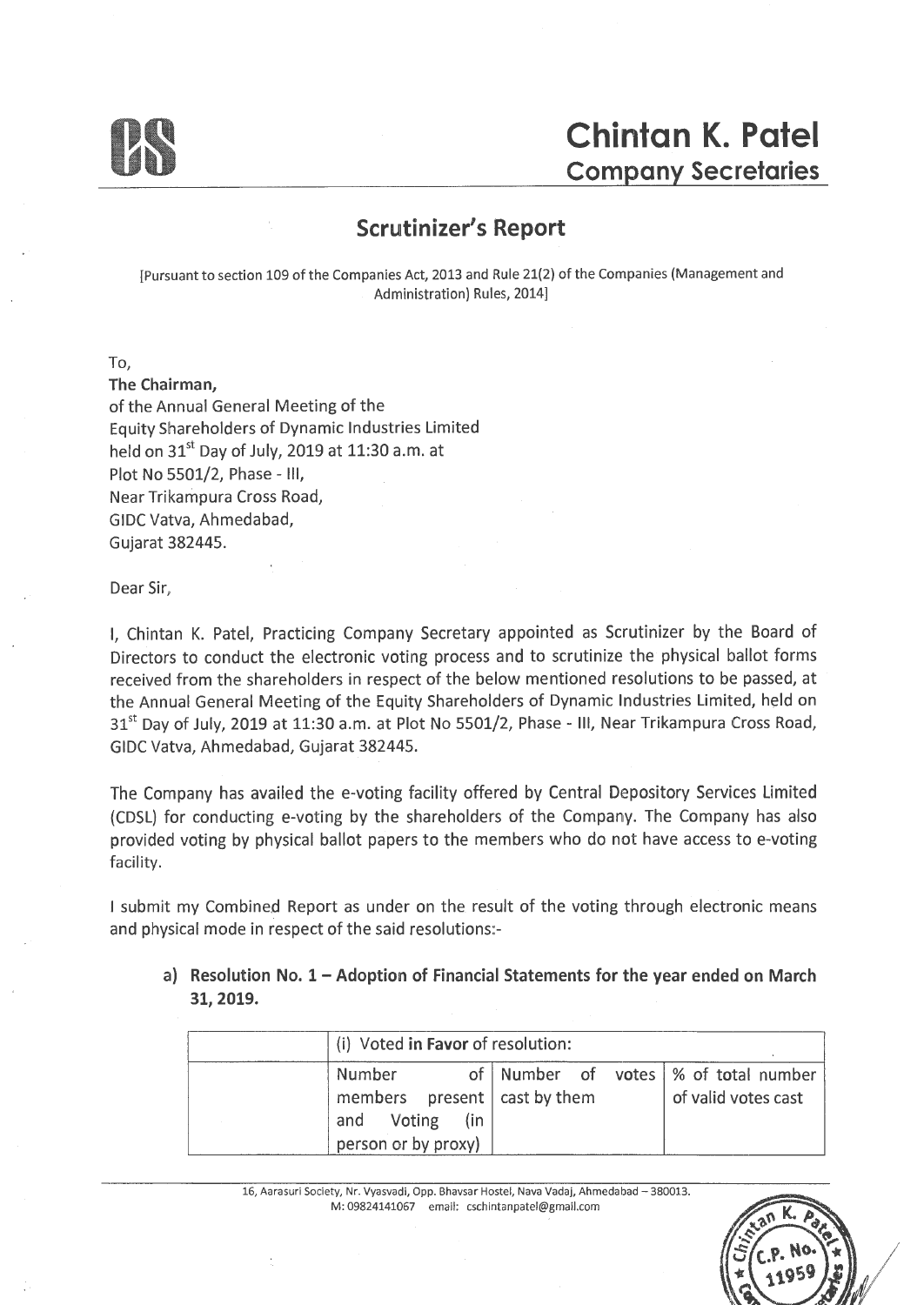# Chintan K. Patel
## Company Secretaries

## Scrutinizer's Report

[Pursuant to section 109 of the Companies Act, 2013 and Rule 21(2) of the Companies (Management and Administration) Rules, 2014]

To,
**The Chairman,**
of the Annual General Meeting of the
Equity Shareholders of Dynamic Industries Limited
held on 31st Day of July, 2019 at 11:30 a.m. at
Plot No 5501/2, Phase - III,
Near Trikampura Cross Road,
GIDC Vatva, Ahmedabad,
Gujarat 382445.

Dear Sir,

I, Chintan K. Patel, Practicing Company Secretary appointed as Scrutinizer by the Board of Directors to conduct the electronic voting process and to scrutinize the physical ballot forms received from the shareholders in respect of the below mentioned resolutions to be passed, at the Annual General Meeting of the Equity Shareholders of Dynamic Industries Limited, held on 31st Day of July, 2019 at 11:30 a.m. at Plot No 5501/2, Phase - III, Near Trikampura Cross Road, GIDC Vatva, Ahmedabad, Gujarat 382445.

The Company has availed the e-voting facility offered by Central Depository Services Limited (CDSL) for conducting e-voting by the shareholders of the Company. The Company has also provided voting by physical ballot papers to the members who do not have access to e-voting facility.

I submit my Combined Report as under on the result of the voting through electronic means and physical mode in respect of the said resolutions:-

a) **Resolution No. 1 – Adoption of Financial Statements for the year ended on March 31, 2019.**

| | (i) Voted **in Favor** of resolution: | | |
|---|---|---|---|
| | Number of members present and Voting (in person or by proxy) | Number of votes cast by them | % of total number of valid votes cast |

16, Aarasuri Society, Nr. Vyasvadi, Opp. Bhavsar Hostel, Nava Vadaj, Ahmedabad – 380013.
M: 09824141067 email: cschintanpatel@gmail.com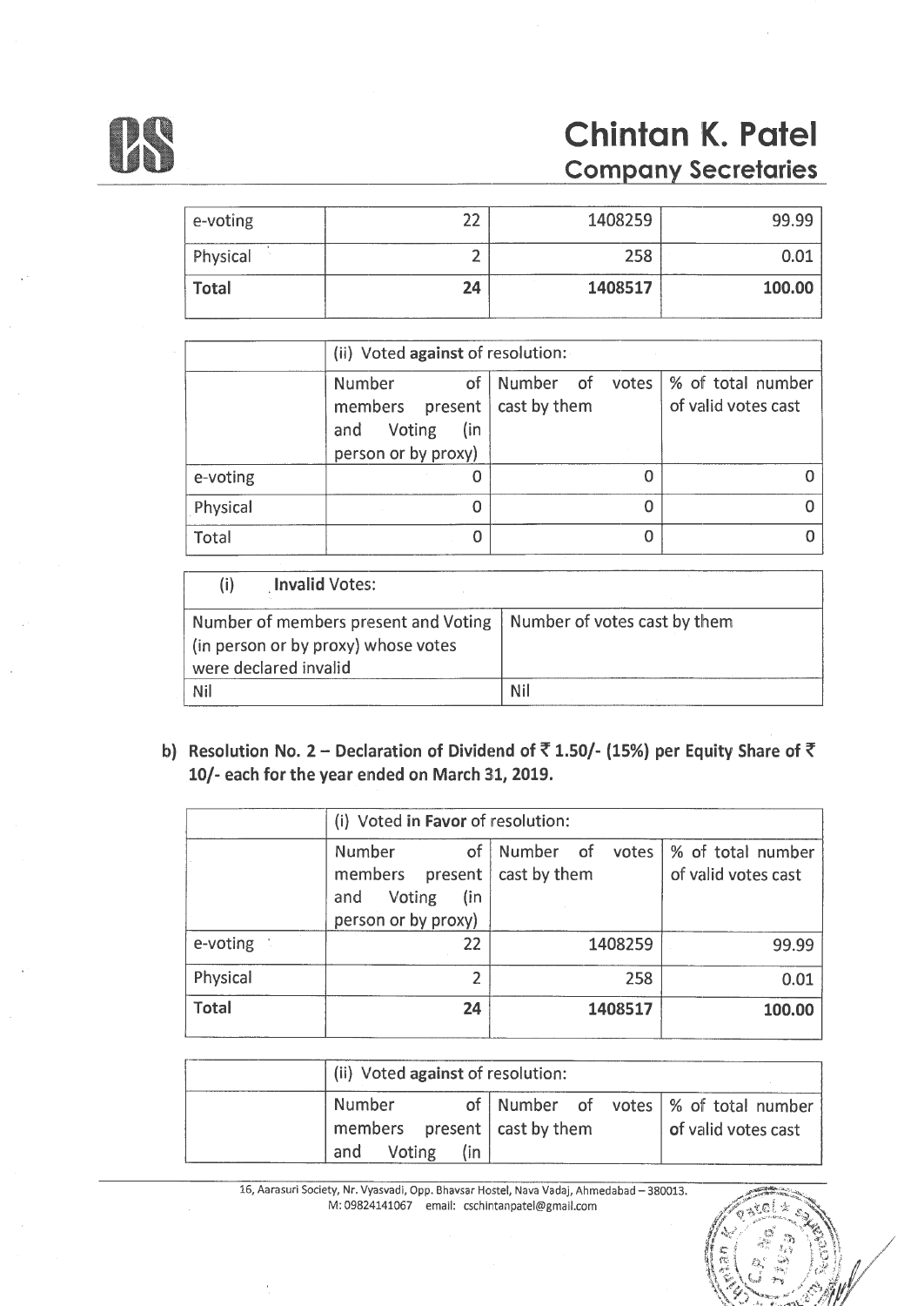| e-voting | 22 | 1408259 | 99.99 |
|---|---|---|---|
| Physical | 2 | 258 | 0.01 |
| **Total** | **24** | **1408517** | **100.00** |

| | (ii) Voted **against** of resolution: | | |
|---|---|---|---|
| | Number of members present and Voting (in person or by proxy) | Number of votes cast by them | % of total number of valid votes cast |
| e-voting | 0 | 0 | 0 |
| Physical | 0 | 0 | 0 |
| Total | 0 | 0 | 0 |

| (i) **Invalid** Votes: | |
|---|---|
| Number of members present and Voting (in person or by proxy) whose votes were declared invalid | Number of votes cast by them |
| Nil | Nil |

**b) Resolution No. 2 – Declaration of Dividend of ₹ 1.50/- (15%) per Equity Share of ₹ 10/- each for the year ended on March 31, 2019.**

| | (i) Voted **in Favor** of resolution: | | |
|---|---|---|---|
| | Number of members present and Voting (in person or by proxy) | Number of votes cast by them | % of total number of valid votes cast |
| e-voting | 22 | 1408259 | 99.99 |
| Physical | 2 | 258 | 0.01 |
| **Total** | **24** | **1408517** | **100.00** |

| | (ii) Voted **against** of resolution: | | |
|---|---|---|---|
| | Number of members present and Voting (in | Number of votes cast by them | % of total number of valid votes cast |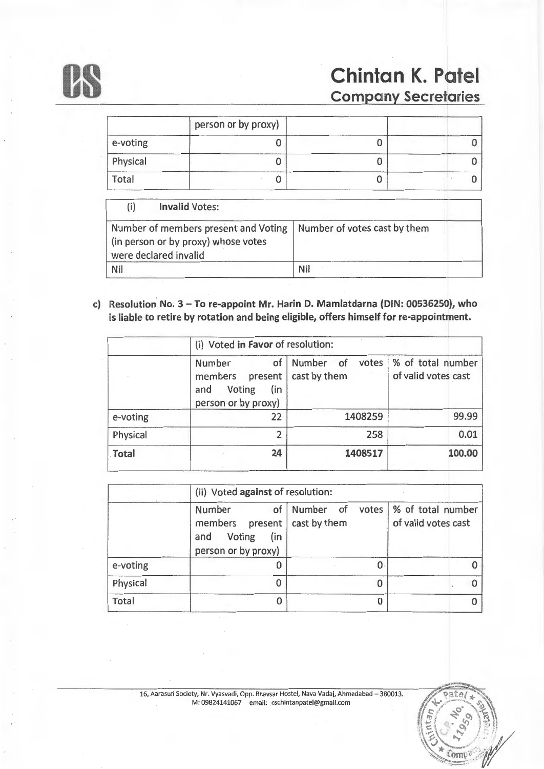| | person or by proxy) | | |
|---|---|---|---|
| e-voting | 0 | 0 | 0 |
| Physical | 0 | 0 | 0 |
| Total | 0 | 0 | 0 |

| (i) **Invalid** Votes: | |
|---|---|
| Number of members present and Voting (in person or by proxy) whose votes were declared invalid | Number of votes cast by them |
| Nil | Nil |

**c) Resolution No. 3 – To re-appoint Mr. Harin D. Mamlatdarna (DIN: 00536250), who is liable to retire by rotation and being eligible, offers himself for re-appointment.**

| | (i) Voted **in Favor** of resolution: | | |
|---|---|---|---|
| | Number of members present and Voting (in person or by proxy) | Number of votes cast by them | % of total number of valid votes cast |
| e-voting | 22 | 1408259 | 99.99 |
| Physical | 2 | 258 | 0.01 |
| **Total** | **24** | **1408517** | **100.00** |

| | (ii) Voted **against** of resolution: | | |
|---|---|---|---|
| | Number of members present and Voting (in person or by proxy) | Number of votes cast by them | % of total number of valid votes cast |
| e-voting | 0 | 0 | 0 |
| Physical | 0 | 0 | 0 |
| Total | 0 | 0 | 0 |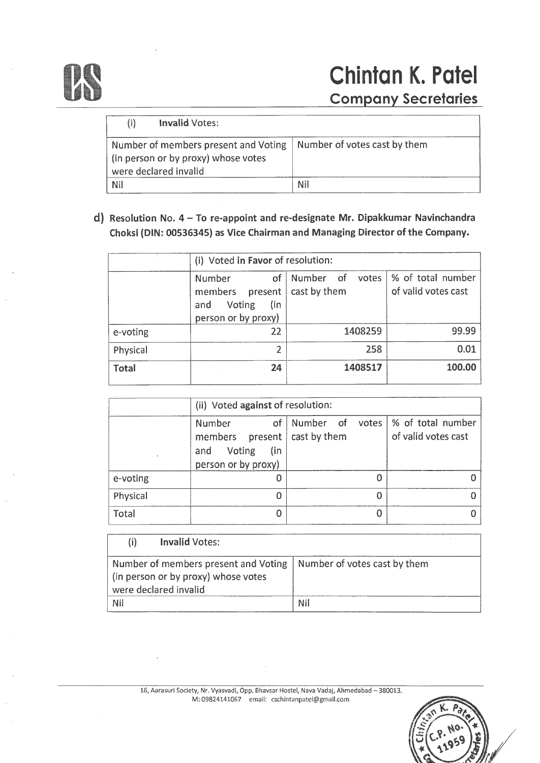| (i) **Invalid** Votes: | |
|---|---|
| Number of members present and Voting (in person or by proxy) whose votes were declared invalid | Number of votes cast by them |
| Nil | Nil |

**d) Resolution No. 4 – To re-appoint and re-designate Mr. Dipakkumar Navinchandra Choksi (DIN: 00536345) as Vice Chairman and Managing Director of the Company.**

| | (i) Voted **in Favor** of resolution: | | |
|---|---|---|---|
| | Number of members present and Voting (in person or by proxy) | Number of votes cast by them | % of total number of valid votes cast |
| e-voting | 22 | 1408259 | 99.99 |
| Physical | 2 | 258 | 0.01 |
| **Total** | **24** | **1408517** | **100.00** |

| | (ii) Voted **against** of resolution: | | |
|---|---|---|---|
| | Number of members present and Voting (in person or by proxy) | Number of votes cast by them | % of total number of valid votes cast |
| e-voting | 0 | 0 | 0 |
| Physical | 0 | 0 | 0 |
| Total | 0 | 0 | 0 |

| (i) **Invalid** Votes: | |
|---|---|
| Number of members present and Voting (in person or by proxy) whose votes were declared invalid | Number of votes cast by them |
| Nil | Nil |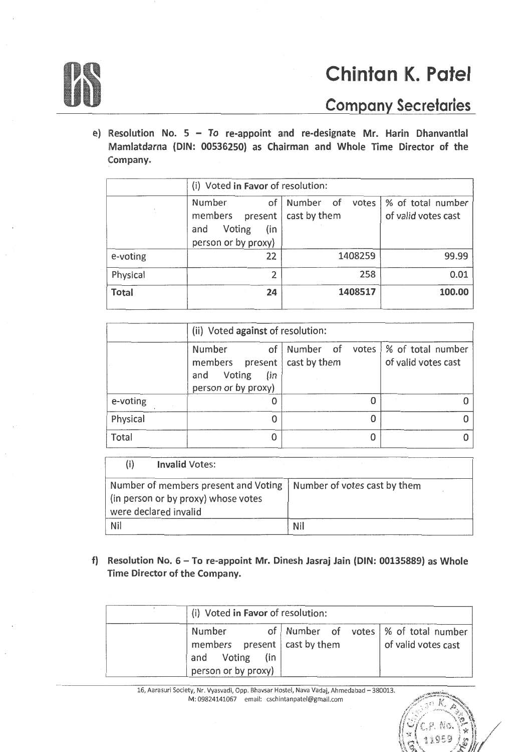e) **Resolution No. 5 – To re-appoint and re-designate Mr. Harin Dhanvantlal Mamlatdarna (DIN: 00536250) as Chairman and Whole Time Director of the Company.**

| | (i) Voted **in Favor** of resolution: | | |
|---|---|---|---|
| | Number of members present and Voting (in person or by proxy) | Number of votes cast by them | % of total number of valid votes cast |
| e-voting | 22 | 1408259 | 99.99 |
| Physical | 2 | 258 | 0.01 |
| **Total** | **24** | **1408517** | **100.00** |

| | (ii) Voted **against** of resolution: | | |
|---|---|---|---|
| | Number of members present and Voting (in person or by proxy) | Number of votes cast by them | % of total number of valid votes cast |
| e-voting | 0 | 0 | 0 |
| Physical | 0 | 0 | 0 |
| Total | 0 | 0 | 0 |

| (i) **Invalid** Votes: | |
|---|---|
| Number of members present and Voting (in person or by proxy) whose votes were declared invalid | Number of votes cast by them |
| Nil | Nil |

f) **Resolution No. 6 – To re-appoint Mr. Dinesh Jasraj Jain (DIN: 00135889) as Whole Time Director of the Company.**

| | (i) Voted **in Favor** of resolution: | | |
|---|---|---|---|
| | Number of members present and Voting (in person or by proxy) | Number of votes cast by them | % of total number of valid votes cast |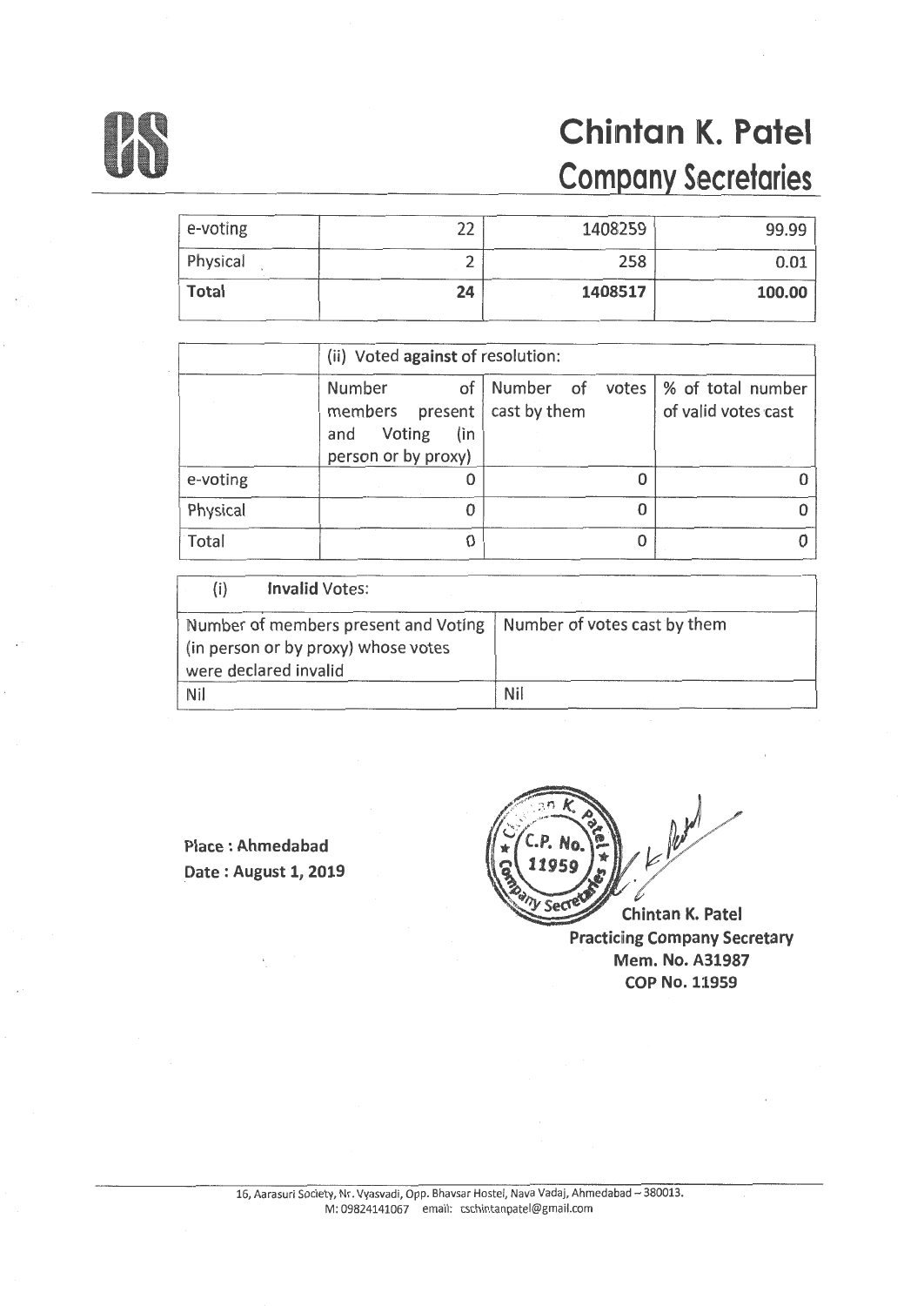| | | | |
|---|---|---|---|
| e-voting | 22 | 1408259 | 99.99 |
| Physical | 2 | 258 | 0.01 |
| **Total** | **24** | **1408517** | **100.00** |

| | (ii) Voted **against** of resolution: | | |
|---|---|---|---|
| | Number of members present and Voting (in person or by proxy) | Number of votes cast by them | % of total number of valid votes cast |
| e-voting | 0 | 0 | 0 |
| Physical | 0 | 0 | 0 |
| Total | 0 | 0 | 0 |

| (i) **Invalid** Votes: | |
|---|---|
| Number of members present and Voting (in person or by proxy) whose votes were declared invalid | Number of votes cast by them |
| Nil | Nil |

**Place : Ahmedabad**
**Date : August 1, 2019**

**Chintan K. Patel**
**Practicing Company Secretary**
**Mem. No. A31987**
**COP No. 11959**